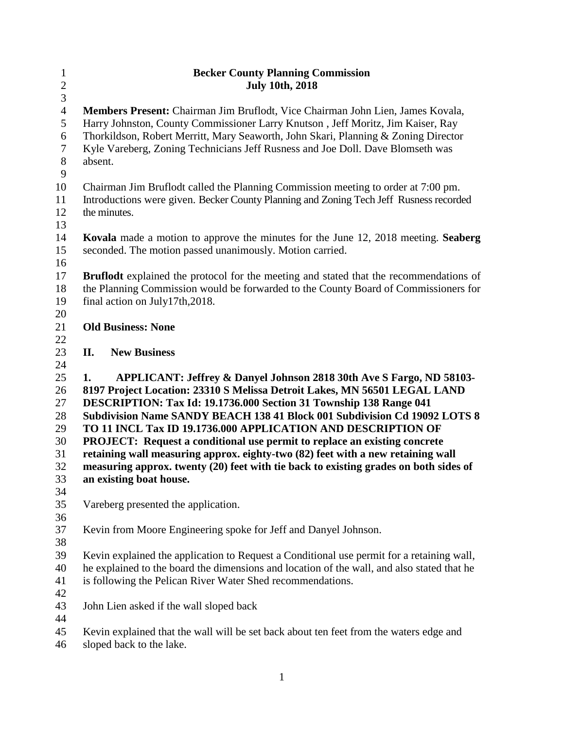# Becker County Planning Commission
## July 10th, 2018

**Members Present:** Chairman Jim Bruflodt, Vice Chairman John Lien, James Kovala, Harry Johnston, County Commissioner Larry Knutson , Jeff Moritz, Jim Kaiser, Ray Thorkildson, Robert Merritt, Mary Seaworth, John Skari, Planning & Zoning Director Kyle Vareberg, Zoning Technicians Jeff Rusness and Joe Doll. Dave Blomseth was absent.

Chairman Jim Bruflodt called the Planning Commission meeting to order at 7:00 pm. Introductions were given. Becker County Planning and Zoning Tech Jeff Rusness recorded the minutes.

**Kovala** made a motion to approve the minutes for the June 12, 2018 meeting. **Seaberg** seconded. The motion passed unanimously. Motion carried.

**Bruflodt** explained the protocol for the meeting and stated that the recommendations of the Planning Commission would be forwarded to the County Board of Commissioners for final action on July17th,2018.

**Old Business: None**

**II. New Business**

**1. APPLICANT: Jeffrey & Danyel Johnson 2818 30th Ave S Fargo, ND 58103-8197 Project Location: 23310 S Melissa Detroit Lakes, MN 56501 LEGAL LAND DESCRIPTION: Tax Id: 19.1736.000 Section 31 Township 138 Range 041 Subdivision Name SANDY BEACH 138 41 Block 001 Subdivision Cd 19092 LOTS 8 TO 11 INCL Tax ID 19.1736.000 APPLICATION AND DESCRIPTION OF PROJECT: Request a conditional use permit to replace an existing concrete retaining wall measuring approx. eighty-two (82) feet with a new retaining wall measuring approx. twenty (20) feet with tie back to existing grades on both sides of an existing boat house.**

Vareberg presented the application.

Kevin from Moore Engineering spoke for Jeff and Danyel Johnson.

Kevin explained the application to Request a Conditional use permit for a retaining wall, he explained to the board the dimensions and location of the wall, and also stated that he is following the Pelican River Water Shed recommendations.

John Lien asked if the wall sloped back

Kevin explained that the wall will be set back about ten feet from the waters edge and sloped back to the lake.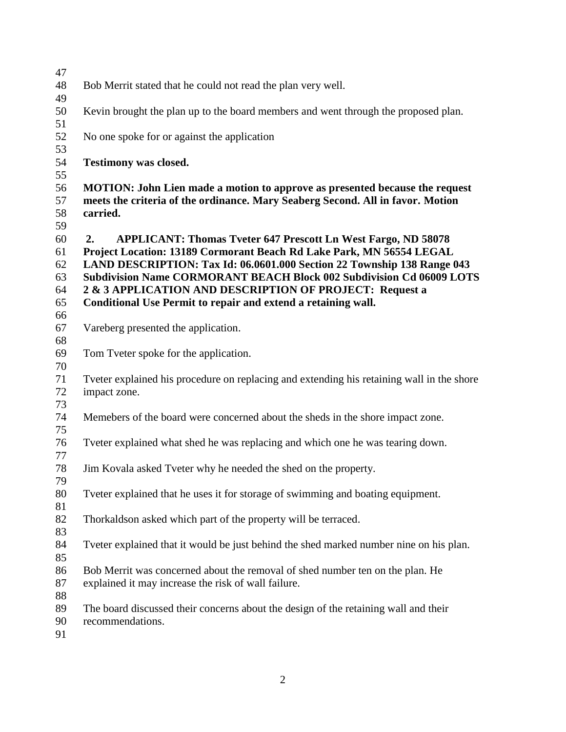Bob Merrit stated that he could not read the plan very well.

Kevin brought the plan up to the board members and went through the proposed plan.

No one spoke for or against the application

**Testimony was closed.**

**MOTION: John Lien made a motion to approve as presented because the request meets the criteria of the ordinance. Mary Seaberg Second. All in favor. Motion carried.**

**2. APPLICANT: Thomas Tveter 647 Prescott Ln West Fargo, ND 58078 Project Location: 13189 Cormorant Beach Rd Lake Park, MN 56554 LEGAL LAND DESCRIPTION: Tax Id: 06.0601.000 Section 22 Township 138 Range 043 Subdivision Name CORMORANT BEACH Block 002 Subdivision Cd 06009 LOTS 2 & 3 APPLICATION AND DESCRIPTION OF PROJECT: Request a Conditional Use Permit to repair and extend a retaining wall.**

Vareberg presented the application.

Tom Tveter spoke for the application.

Tveter explained his procedure on replacing and extending his retaining wall in the shore impact zone.

Memebers of the board were concerned about the sheds in the shore impact zone.

Tveter explained what shed he was replacing and which one he was tearing down.

Jim Kovala asked Tveter why he needed the shed on the property.

Tveter explained that he uses it for storage of swimming and boating equipment.

Thorkaldson asked which part of the property will be terraced.

Tveter explained that it would be just behind the shed marked number nine on his plan.

Bob Merrit was concerned about the removal of shed number ten on the plan. He explained it may increase the risk of wall failure.

The board discussed their concerns about the design of the retaining wall and their recommendations.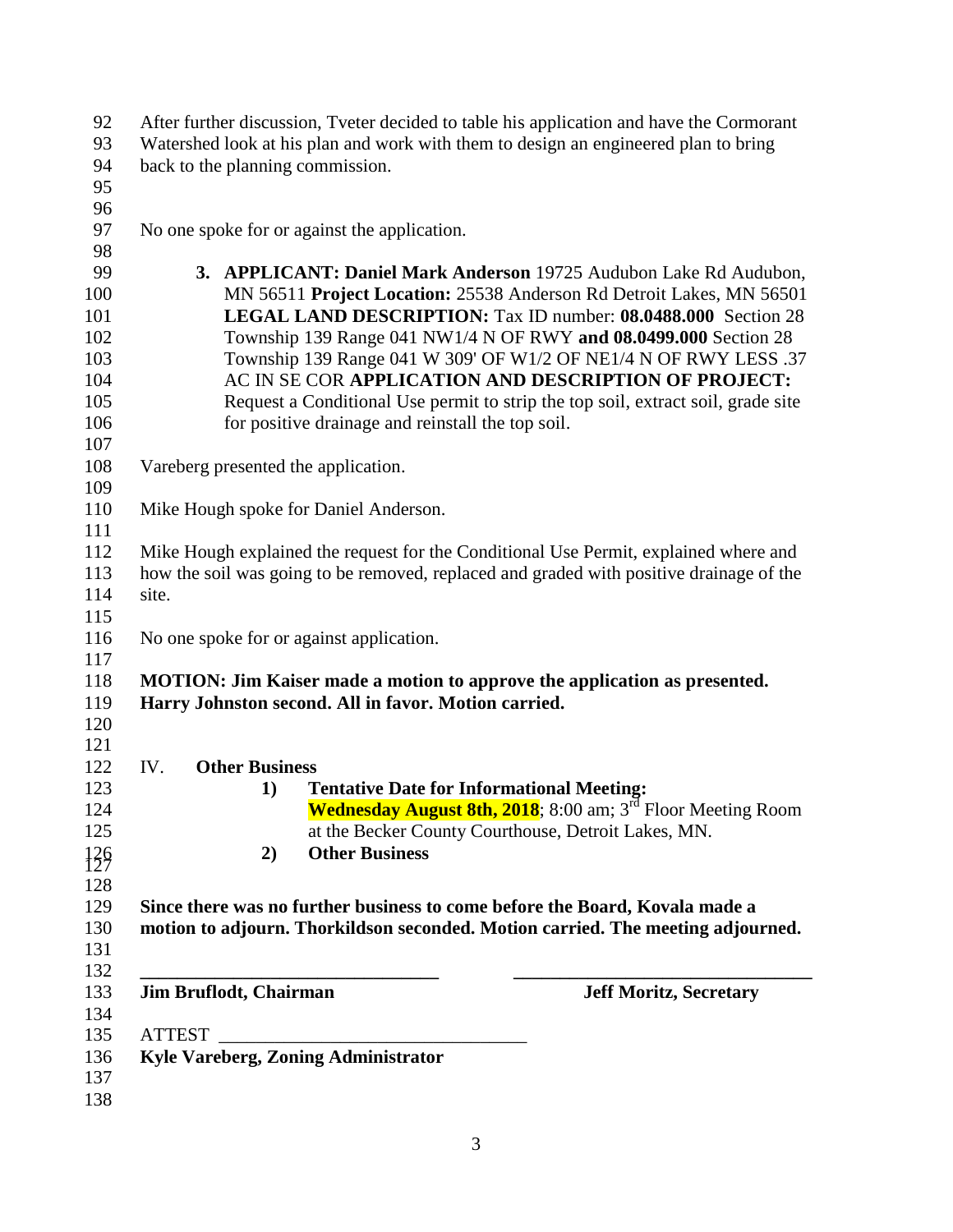After further discussion, Tveter decided to table his application and have the Cormorant Watershed look at his plan and work with them to design an engineered plan to bring back to the planning commission.

No one spoke for or against the application.

3. **APPLICANT: Daniel Mark Anderson** 19725 Audubon Lake Rd Audubon, MN 56511 **Project Location:** 25538 Anderson Rd Detroit Lakes, MN 56501 **LEGAL LAND DESCRIPTION:** Tax ID number: **08.0488.000** Section 28 Township 139 Range 041 NW1/4 N OF RWY **and 08.0499.000** Section 28 Township 139 Range 041 W 309' OF W1/2 OF NE1/4 N OF RWY LESS .37 AC IN SE COR **APPLICATION AND DESCRIPTION OF PROJECT:** Request a Conditional Use permit to strip the top soil, extract soil, grade site for positive drainage and reinstall the top soil.

Vareberg presented the application.

Mike Hough spoke for Daniel Anderson.

Mike Hough explained the request for the Conditional Use Permit, explained where and how the soil was going to be removed, replaced and graded with positive drainage of the site.

No one spoke for or against application.

**MOTION: Jim Kaiser made a motion to approve the application as presented. Harry Johnston second. All in favor. Motion carried.**

IV. **Other Business**

1) **Tentative Date for Informational Meeting:** **Wednesday August 8th, 2018**; 8:00 am; 3rd Floor Meeting Room at the Becker County Courthouse, Detroit Lakes, MN.
2) **Other Business**

**Since there was no further business to come before the Board, Kovala made a motion to adjourn. Thorkildson seconded. Motion carried. The meeting adjourned.**

\_\_\_\_\_\_\_\_\_\_\_\_\_\_\_\_\_\_\_\_\_\_\_\_\_\_\_\_\_\_\_\_ \_\_\_\_\_\_\_\_\_\_\_\_\_\_\_\_\_\_\_\_\_\_\_\_\_\_\_\_\_\_\_\_

**Jim Bruflodt, Chairman** **Jeff Moritz, Secretary**

ATTEST \_\_\_\_\_\_\_\_\_\_\_\_\_\_\_\_\_\_\_\_\_\_\_\_\_\_\_\_\_\_\_\_

**Kyle Vareberg, Zoning Administrator**